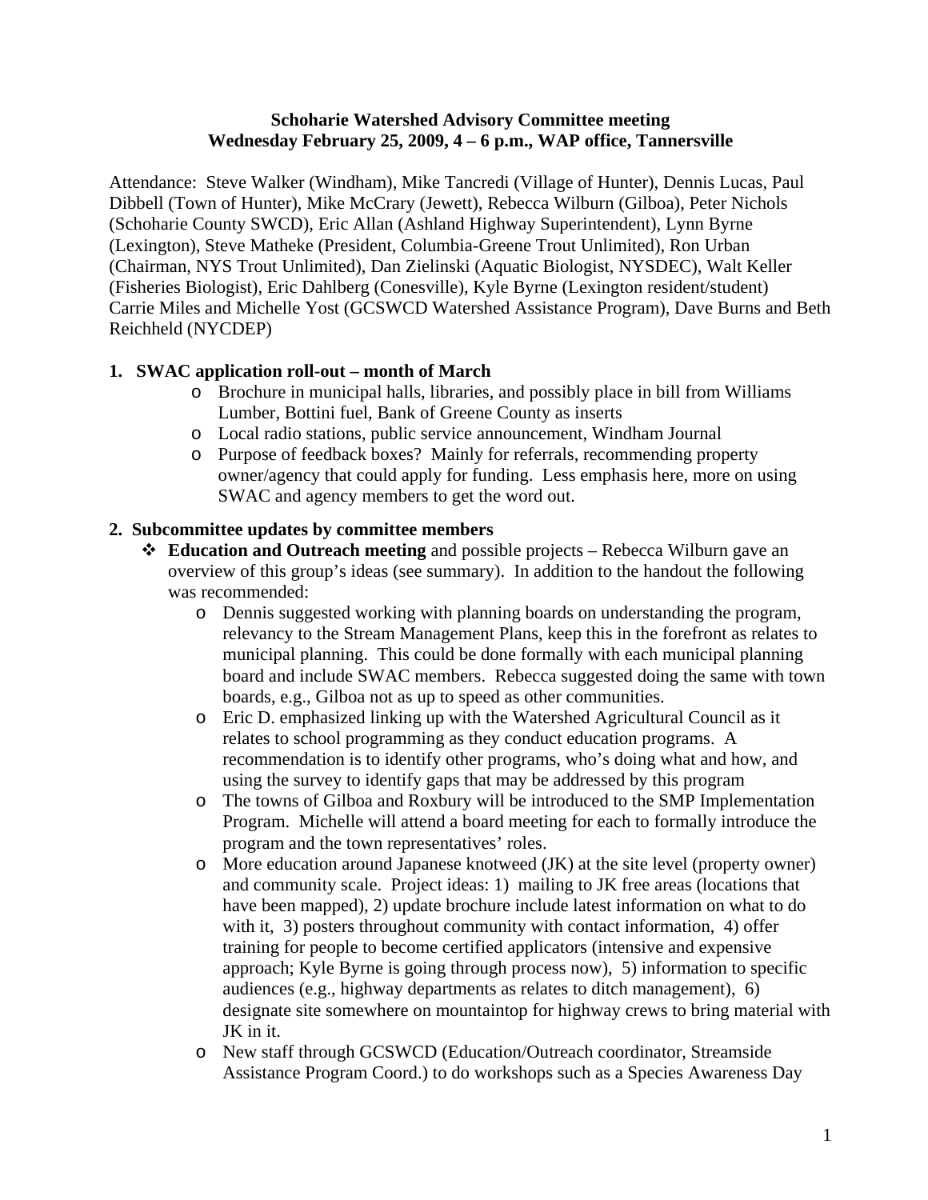**Schoharie Watershed Advisory Committee meeting**
**Wednesday February 25, 2009, 4 – 6 p.m., WAP office, Tannersville**

Attendance: Steve Walker (Windham), Mike Tancredi (Village of Hunter), Dennis Lucas, Paul Dibbell (Town of Hunter), Mike McCrary (Jewett), Rebecca Wilburn (Gilboa), Peter Nichols (Schoharie County SWCD), Eric Allan (Ashland Highway Superintendent), Lynn Byrne (Lexington), Steve Matheke (President, Columbia-Greene Trout Unlimited), Ron Urban (Chairman, NYS Trout Unlimited), Dan Zielinski (Aquatic Biologist, NYSDEC), Walt Keller (Fisheries Biologist), Eric Dahlberg (Conesville), Kyle Byrne (Lexington resident/student) Carrie Miles and Michelle Yost (GCSWCD Watershed Assistance Program), Dave Burns and Beth Reichheld (NYCDEP)

**1. SWAC application roll-out – month of March**

- Brochure in municipal halls, libraries, and possibly place in bill from Williams Lumber, Bottini fuel, Bank of Greene County as inserts
- Local radio stations, public service announcement, Windham Journal
- Purpose of feedback boxes? Mainly for referrals, recommending property owner/agency that could apply for funding. Less emphasis here, more on using SWAC and agency members to get the word out.

**2. Subcommittee updates by committee members**

- **Education and Outreach meeting** and possible projects – Rebecca Wilburn gave an overview of this group's ideas (see summary). In addition to the handout the following was recommended:
  - Dennis suggested working with planning boards on understanding the program, relevancy to the Stream Management Plans, keep this in the forefront as relates to municipal planning. This could be done formally with each municipal planning board and include SWAC members. Rebecca suggested doing the same with town boards, e.g., Gilboa not as up to speed as other communities.
  - Eric D. emphasized linking up with the Watershed Agricultural Council as it relates to school programming as they conduct education programs. A recommendation is to identify other programs, who's doing what and how, and using the survey to identify gaps that may be addressed by this program
  - The towns of Gilboa and Roxbury will be introduced to the SMP Implementation Program. Michelle will attend a board meeting for each to formally introduce the program and the town representatives' roles.
  - More education around Japanese knotweed (JK) at the site level (property owner) and community scale. Project ideas: 1) mailing to JK free areas (locations that have been mapped), 2) update brochure include latest information on what to do with it, 3) posters throughout community with contact information, 4) offer training for people to become certified applicators (intensive and expensive approach; Kyle Byrne is going through process now), 5) information to specific audiences (e.g., highway departments as relates to ditch management), 6) designate site somewhere on mountaintop for highway crews to bring material with JK in it.
  - New staff through GCSWCD (Education/Outreach coordinator, Streamside Assistance Program Coord.) to do workshops such as a Species Awareness Day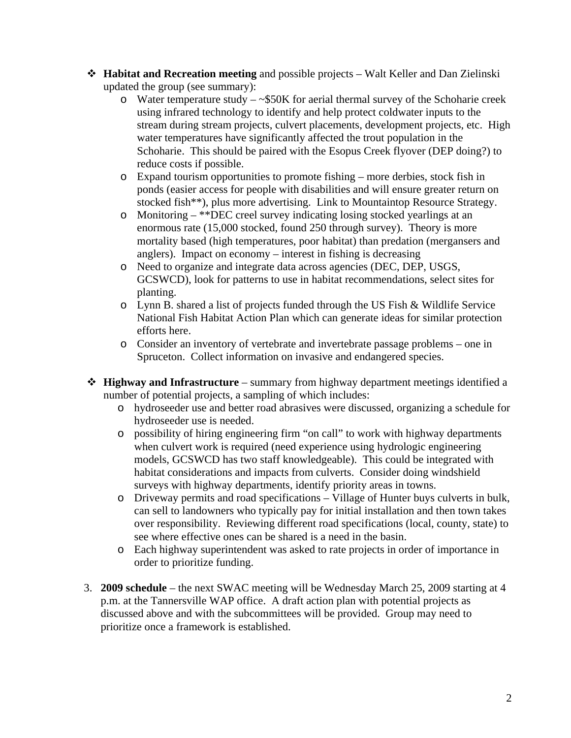- **Habitat and Recreation meeting** and possible projects – Walt Keller and Dan Zielinski updated the group (see summary):
  - Water temperature study – ~$50K for aerial thermal survey of the Schoharie creek using infrared technology to identify and help protect coldwater inputs to the stream during stream projects, culvert placements, development projects, etc. High water temperatures have significantly affected the trout population in the Schoharie. This should be paired with the Esopus Creek flyover (DEP doing?) to reduce costs if possible.
  - Expand tourism opportunities to promote fishing – more derbies, stock fish in ponds (easier access for people with disabilities and will ensure greater return on stocked fish**), plus more advertising. Link to Mountaintop Resource Strategy.
  - Monitoring – **DEC creel survey indicating losing stocked yearlings at an enormous rate (15,000 stocked, found 250 through survey). Theory is more mortality based (high temperatures, poor habitat) than predation (mergansers and anglers). Impact on economy – interest in fishing is decreasing
  - Need to organize and integrate data across agencies (DEC, DEP, USGS, GCSWCD), look for patterns to use in habitat recommendations, select sites for planting.
  - Lynn B. shared a list of projects funded through the US Fish & Wildlife Service National Fish Habitat Action Plan which can generate ideas for similar protection efforts here.
  - Consider an inventory of vertebrate and invertebrate passage problems – one in Spruceton. Collect information on invasive and endangered species.

- **Highway and Infrastructure** – summary from highway department meetings identified a number of potential projects, a sampling of which includes:
  - hydroseeder use and better road abrasives were discussed, organizing a schedule for hydroseeder use is needed.
  - possibility of hiring engineering firm "on call" to work with highway departments when culvert work is required (need experience using hydrologic engineering models, GCSWCD has two staff knowledgeable). This could be integrated with habitat considerations and impacts from culverts. Consider doing windshield surveys with highway departments, identify priority areas in towns.
  - Driveway permits and road specifications – Village of Hunter buys culverts in bulk, can sell to landowners who typically pay for initial installation and then town takes over responsibility. Reviewing different road specifications (local, county, state) to see where effective ones can be shared is a need in the basin.
  - Each highway superintendent was asked to rate projects in order of importance in order to prioritize funding.

3. **2009 schedule** – the next SWAC meeting will be Wednesday March 25, 2009 starting at 4 p.m. at the Tannersville WAP office. A draft action plan with potential projects as discussed above and with the subcommittees will be provided. Group may need to prioritize once a framework is established.